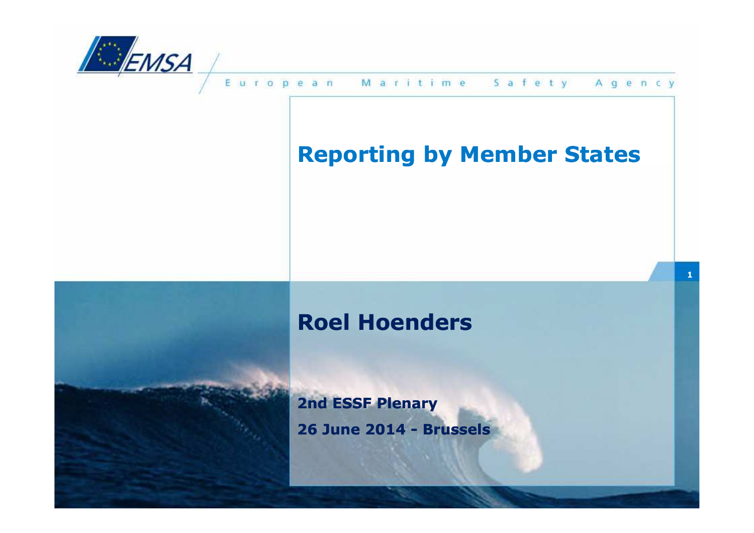EMSA

European Maritime Safety Agency

# Reporting by Member States

**Roel Hoenders**

**2nd ESSF Plenary**

**26 June 2014 - Brussels**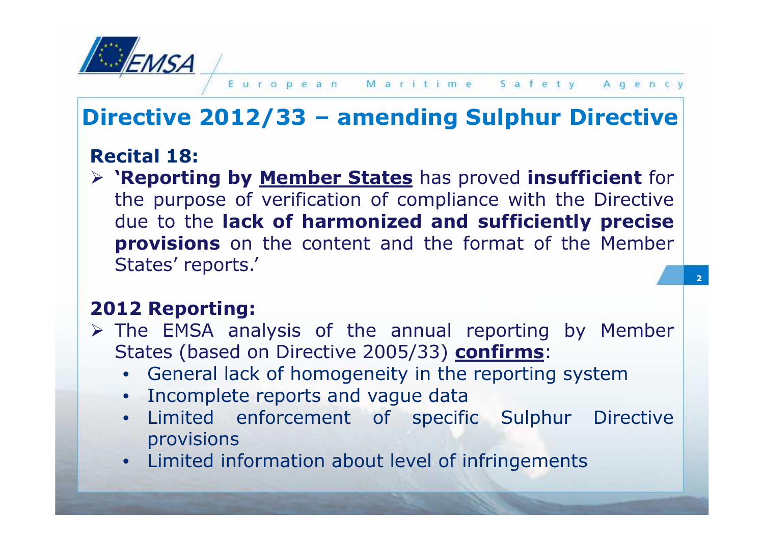# Directive 2012/33 – amending Sulphur Directive

## Recital 18:

- **'Reporting by <u>Member States</u>** has proved **insufficient** for the purpose of verification of compliance with the Directive due to the **lack of harmonized and sufficiently precise provisions** on the content and the format of the Member States' reports.'

## 2012 Reporting:

- The EMSA analysis of the annual reporting by Member States (based on Directive 2005/33) **<u>confirms</u>**:
  - General lack of homogeneity in the reporting system
  - Incomplete reports and vague data
  - Limited enforcement of specific Sulphur Directive provisions
  - Limited information about level of infringements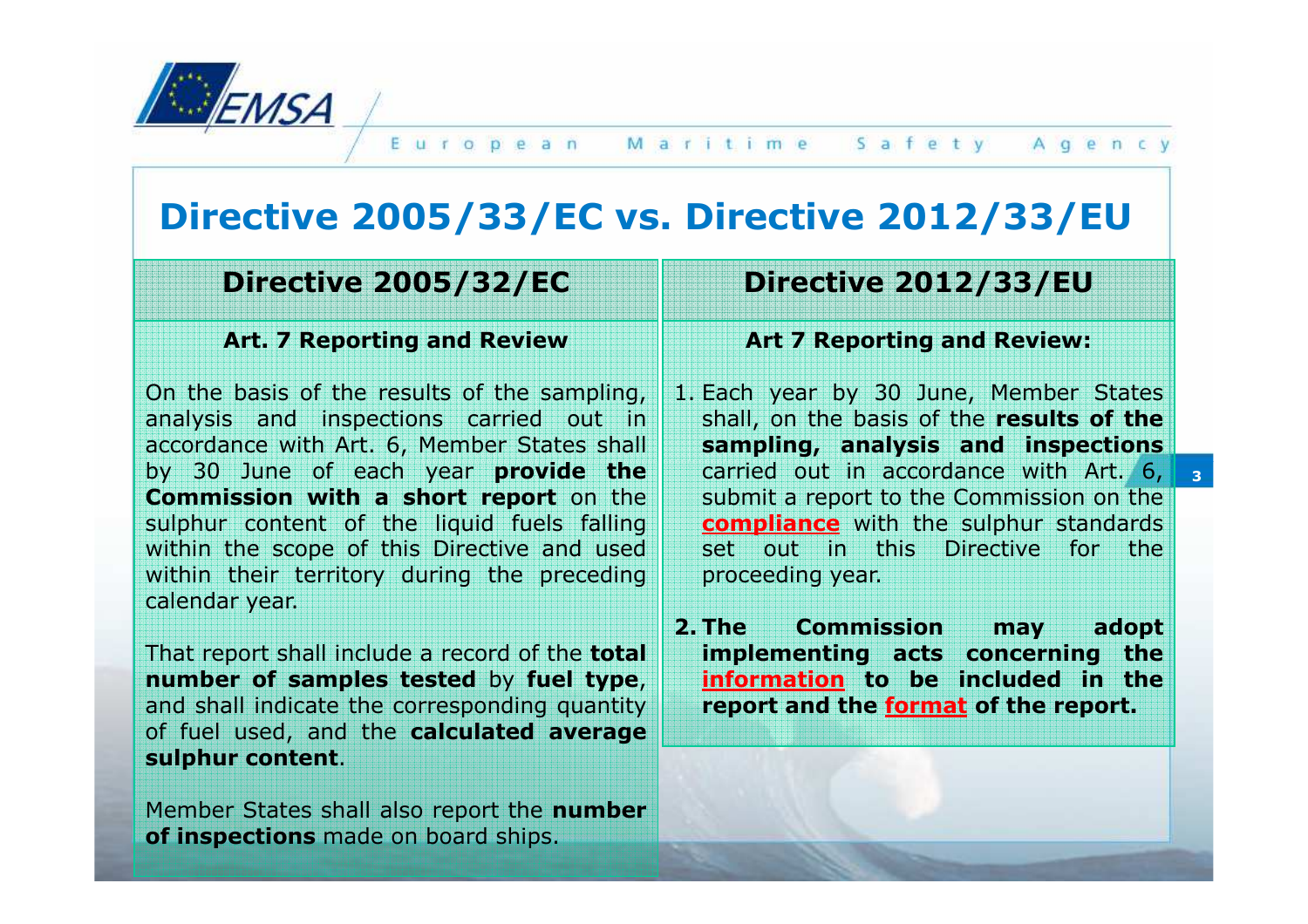# Directive 2005/33/EC vs. Directive 2012/33/EU

| Directive 2005/32/EC | Directive 2012/33/EU |
|---|---|
| **Art. 7 Reporting and Review** | **Art 7 Reporting and Review:** |
| On the basis of the results of the sampling, analysis and inspections carried out in accordance with Art. 6, Member States shall by 30 June of each year **provide the Commission with a short report** on the sulphur content of the liquid fuels falling within the scope of this Directive and used within their territory during the preceding calendar year.<br><br>That report shall include a record of the **total number of samples tested** by **fuel type**, and shall indicate the corresponding quantity of fuel used, and the **calculated average sulphur content**.<br><br>Member States shall also report the **number of inspections** made on board ships. | 1. Each year by 30 June, Member States shall, on the basis of the **results of the sampling, analysis and inspections** carried out in accordance with Art. 6, submit a report to the Commission on the **compliance** with the sulphur standards set out in this Directive for the proceeding year.<br><br>**2. The Commission may adopt implementing acts concerning the information to be included in the report and the format of the report.** |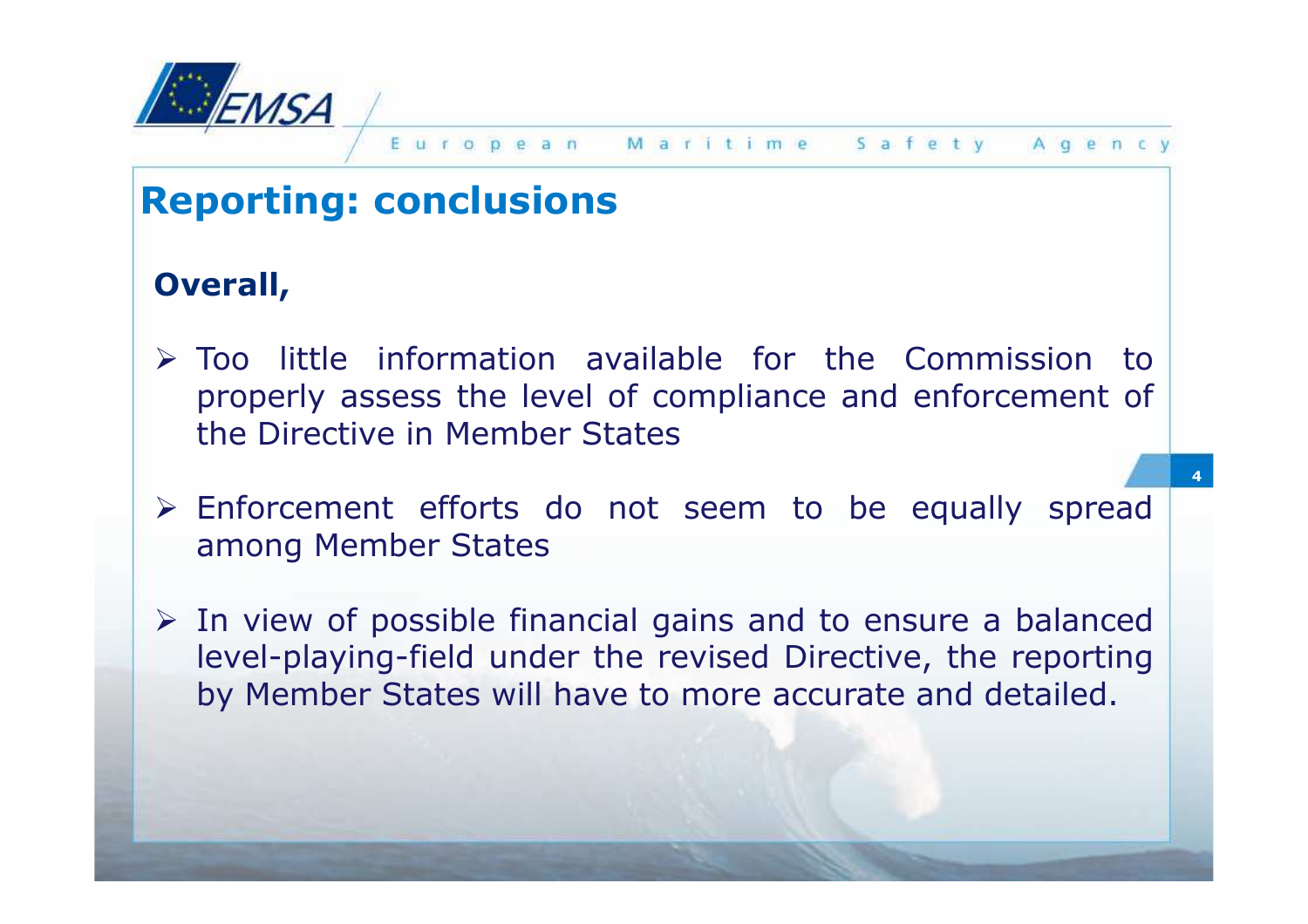## Reporting: conclusions

**Overall,**

- Too little information available for the Commission to properly assess the level of compliance and enforcement of the Directive in Member States
- Enforcement efforts do not seem to be equally spread among Member States
- In view of possible financial gains and to ensure a balanced level-playing-field under the revised Directive, the reporting by Member States will have to more accurate and detailed.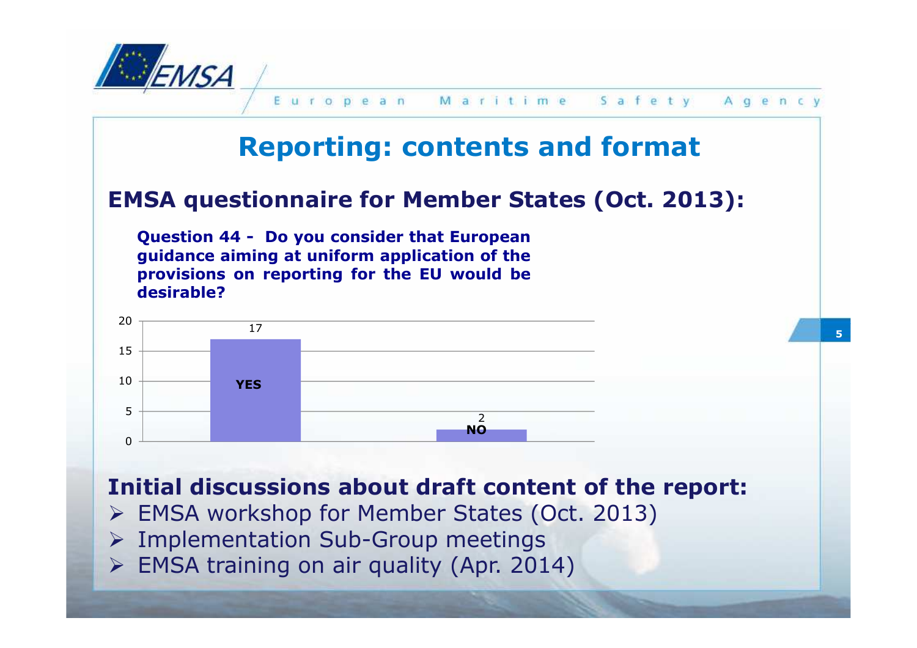# Reporting: contents and format

## EMSA questionnaire for Member States (Oct. 2013):

**Question 44 - Do you consider that European guidance aiming at uniform application of the provisions on reporting for the EU would be desirable?**

| Answer | Count |
|---|---|
| YES | 17 |
| NO | 2 |

## Initial discussions about draft content of the report:

- EMSA workshop for Member States (Oct. 2013)
- Implementation Sub-Group meetings
- EMSA training on air quality (Apr. 2014)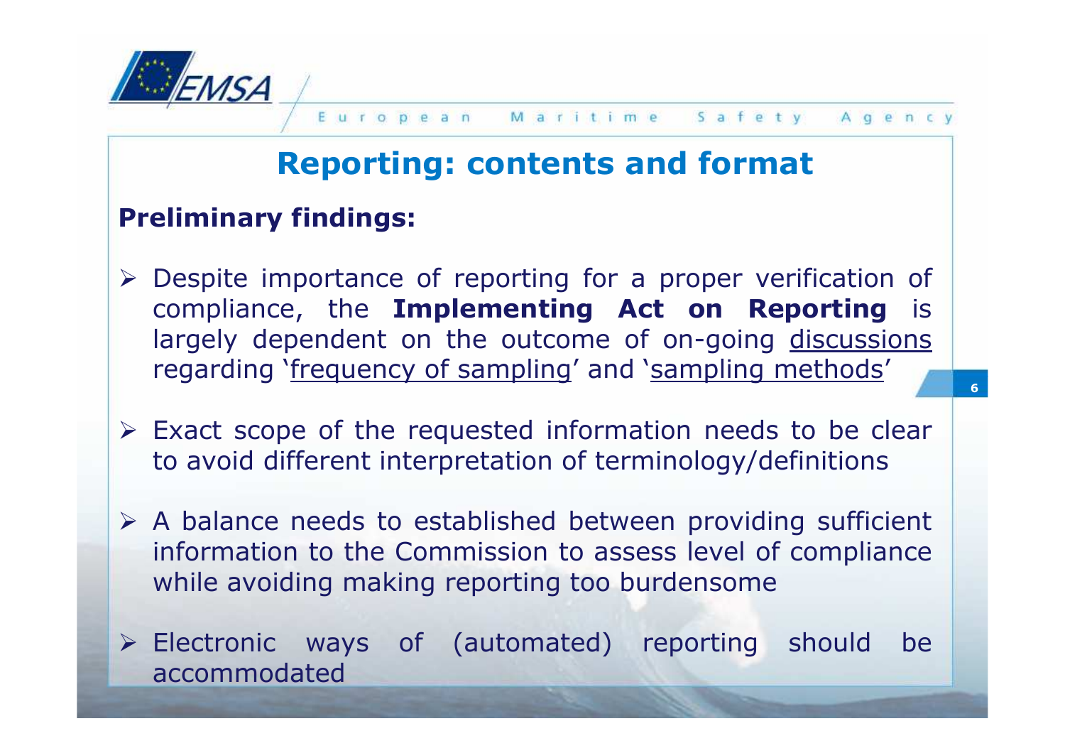# Reporting: contents and format

**Preliminary findings:**

- Despite importance of reporting for a proper verification of compliance, the **Implementing Act on Reporting** is largely dependent on the outcome of on-going discussions regarding 'frequency of sampling' and 'sampling methods'

- Exact scope of the requested information needs to be clear to avoid different interpretation of terminology/definitions

- A balance needs to established between providing sufficient information to the Commission to assess level of compliance while avoiding making reporting too burdensome

- Electronic ways of (automated) reporting should be accommodated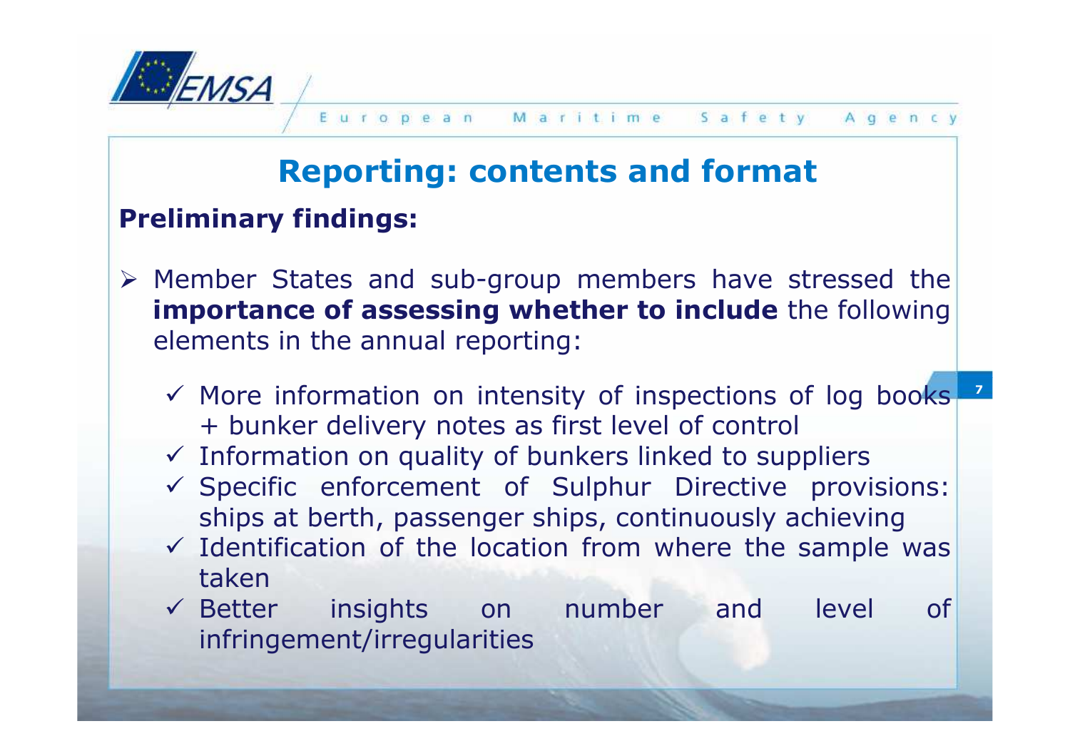# Reporting: contents and format

**Preliminary findings:**

- Member States and sub-group members have stressed the **importance of assessing whether to include** the following elements in the annual reporting:
  - ✓ More information on intensity of inspections of log books + bunker delivery notes as first level of control
  - ✓ Information on quality of bunkers linked to suppliers
  - ✓ Specific enforcement of Sulphur Directive provisions: ships at berth, passenger ships, continuously achieving
  - ✓ Identification of the location from where the sample was taken
  - ✓ Better insights on number and level of infringement/irregularities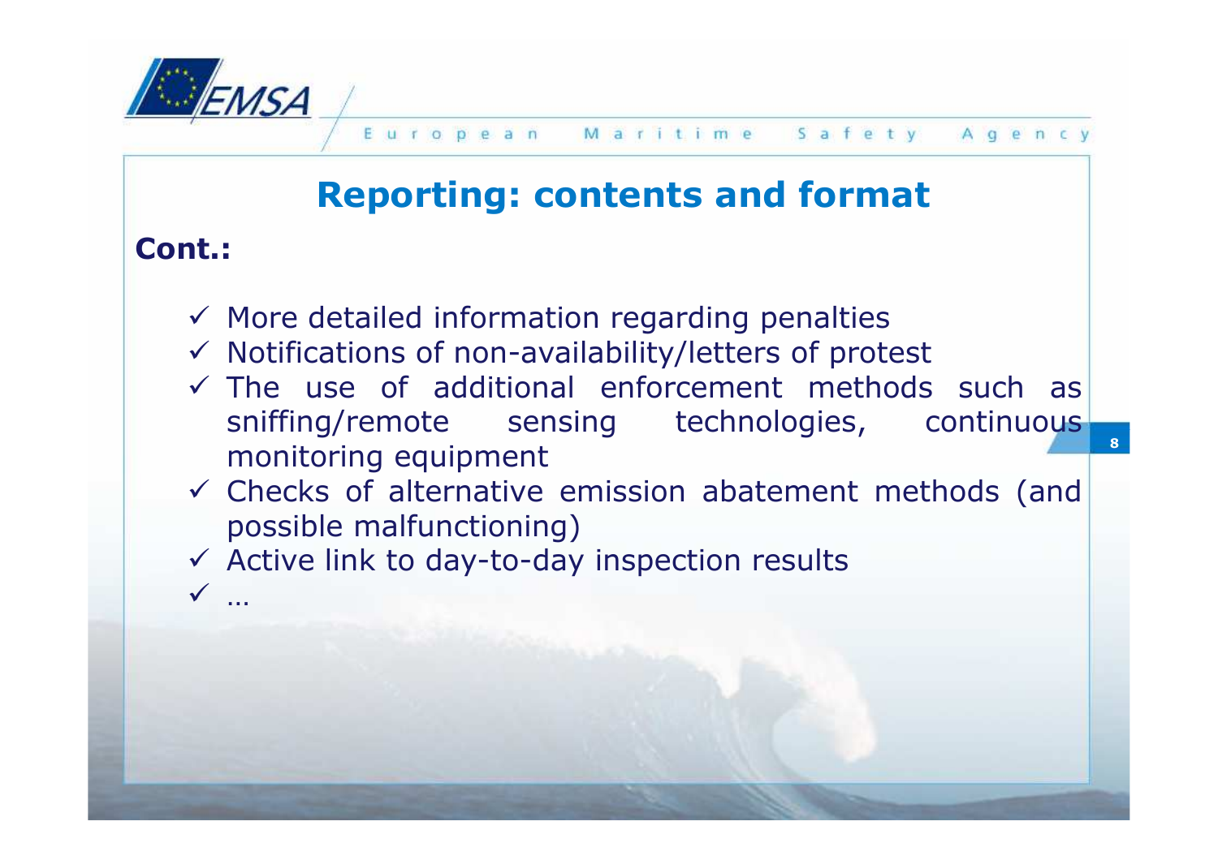# Reporting: contents and format

**Cont.:**

- ✓ More detailed information regarding penalties
- ✓ Notifications of non-availability/letters of protest
- ✓ The use of additional enforcement methods such as sniffing/remote sensing technologies, continuous monitoring equipment
- ✓ Checks of alternative emission abatement methods (and possible malfunctioning)
- ✓ Active link to day-to-day inspection results
- ✓ …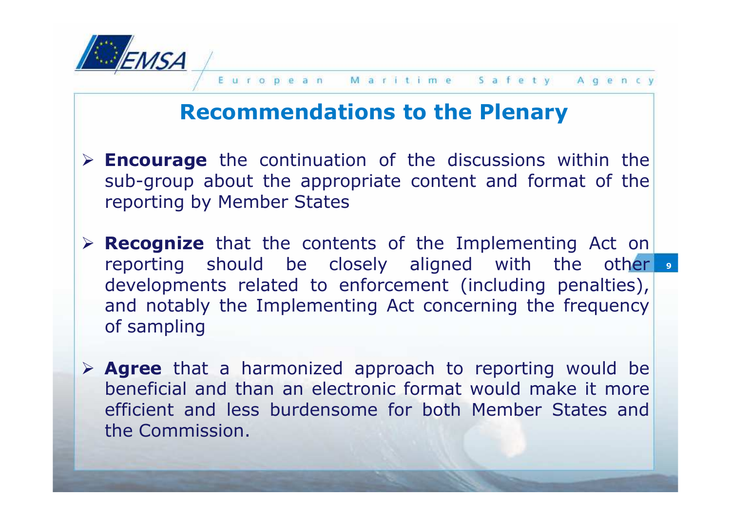# Recommendations to the Plenary

- **Encourage** the continuation of the discussions within the sub-group about the appropriate content and format of the reporting by Member States
- **Recognize** that the contents of the Implementing Act on reporting should be closely aligned with the other developments related to enforcement (including penalties), and notably the Implementing Act concerning the frequency of sampling
- **Agree** that a harmonized approach to reporting would be beneficial and than an electronic format would make it more efficient and less burdensome for both Member States and the Commission.